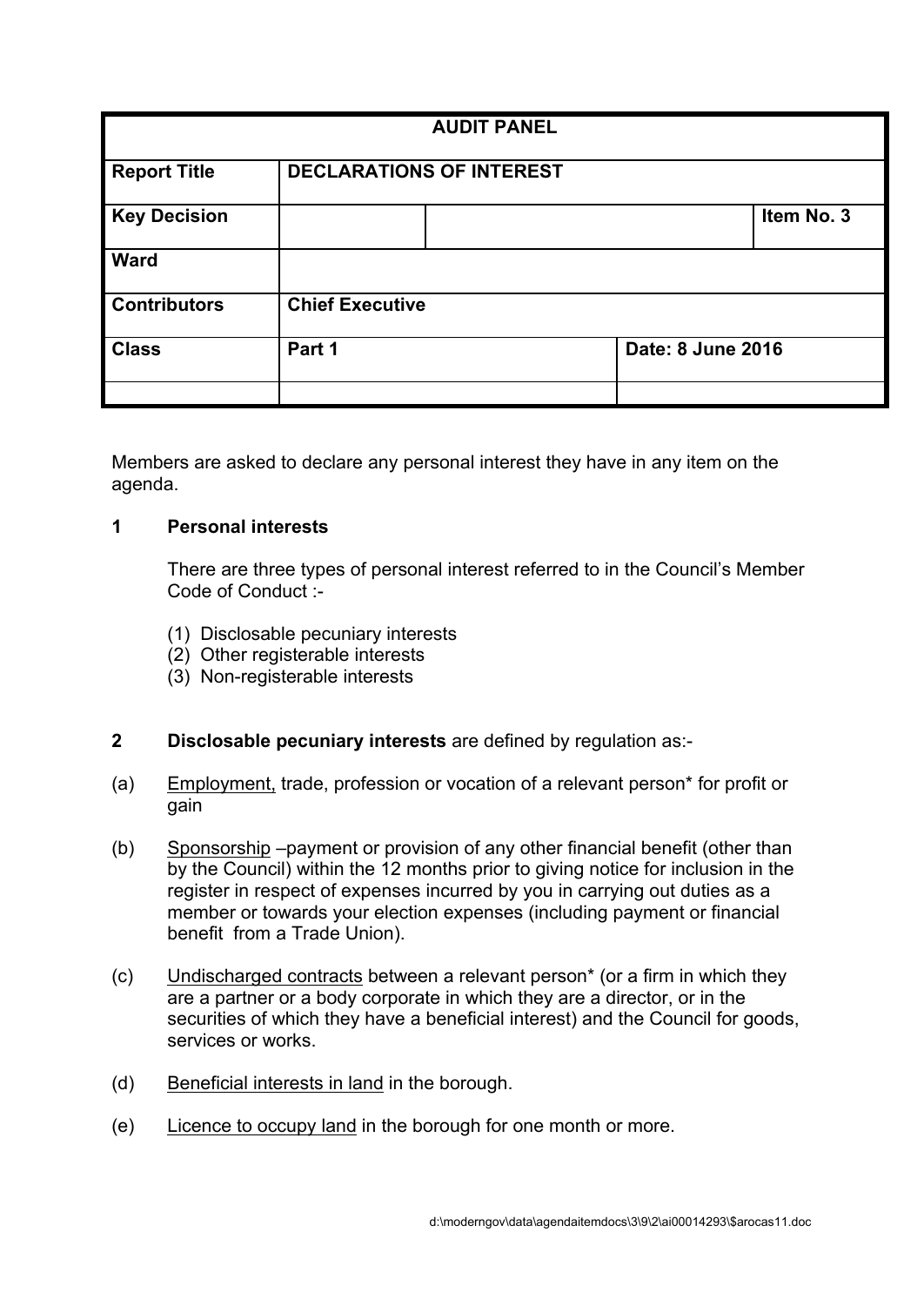| AUDIT PANEL | | | |
|---|---|---|---|
| **Report Title** | **DECLARATIONS OF INTEREST** | | |
| **Key Decision** | | | **Item No. 3** |
| **Ward** | | | |
| **Contributors** | **Chief Executive** | | |
| **Class** | **Part 1** | **Date: 8 June 2016** | |
| | | | |

Members are asked to declare any personal interest they have in any item on the agenda.

**1 Personal interests**

There are three types of personal interest referred to in the Council's Member Code of Conduct :-

(1) Disclosable pecuniary interests
(2) Other registerable interests
(3) Non-registerable interests

**2 Disclosable pecuniary interests** are defined by regulation as:-

(a) Employment, trade, profession or vocation of a relevant person* for profit or gain

(b) Sponsorship –payment or provision of any other financial benefit (other than by the Council) within the 12 months prior to giving notice for inclusion in the register in respect of expenses incurred by you in carrying out duties as a member or towards your election expenses (including payment or financial benefit from a Trade Union).

(c) Undischarged contracts between a relevant person* (or a firm in which they are a partner or a body corporate in which they are a director, or in the securities of which they have a beneficial interest) and the Council for goods, services or works.

(d) Beneficial interests in land in the borough.

(e) Licence to occupy land in the borough for one month or more.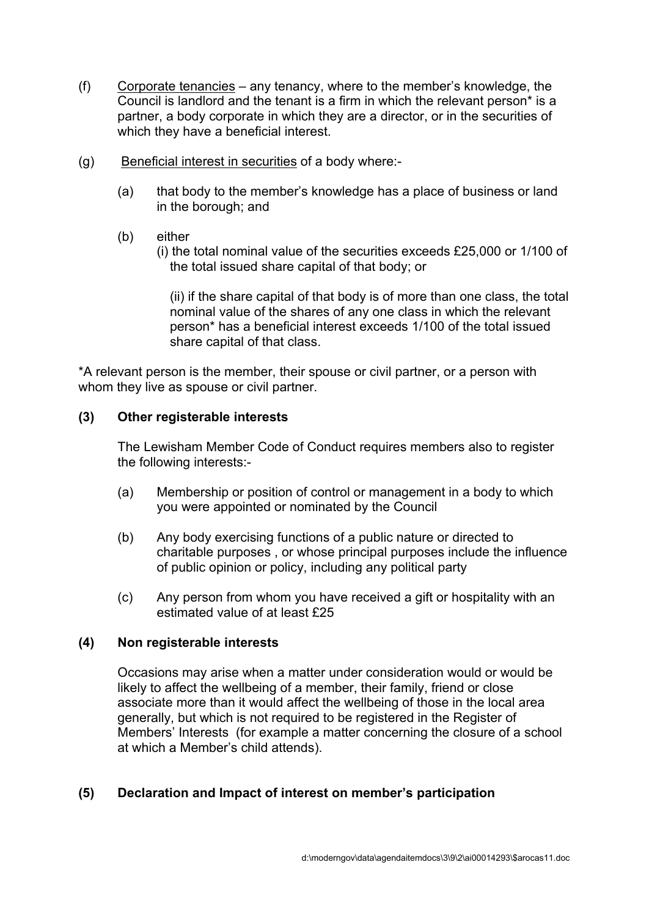(f) Corporate tenancies – any tenancy, where to the member's knowledge, the Council is landlord and the tenant is a firm in which the relevant person* is a partner, a body corporate in which they are a director, or in the securities of which they have a beneficial interest.

(g) Beneficial interest in securities of a body where:-

(a) that body to the member's knowledge has a place of business or land in the borough; and

(b) either
(i) the total nominal value of the securities exceeds £25,000 or 1/100 of the total issued share capital of that body; or

(ii) if the share capital of that body is of more than one class, the total nominal value of the shares of any one class in which the relevant person* has a beneficial interest exceeds 1/100 of the total issued share capital of that class.

*A relevant person is the member, their spouse or civil partner, or a person with whom they live as spouse or civil partner.

**(3) Other registerable interests**

The Lewisham Member Code of Conduct requires members also to register the following interests:-

(a) Membership or position of control or management in a body to which you were appointed or nominated by the Council

(b) Any body exercising functions of a public nature or directed to charitable purposes , or whose principal purposes include the influence of public opinion or policy, including any political party

(c) Any person from whom you have received a gift or hospitality with an estimated value of at least £25

**(4) Non registerable interests**

Occasions may arise when a matter under consideration would or would be likely to affect the wellbeing of a member, their family, friend or close associate more than it would affect the wellbeing of those in the local area generally, but which is not required to be registered in the Register of Members' Interests (for example a matter concerning the closure of a school at which a Member's child attends).

**(5) Declaration and Impact of interest on member's participation**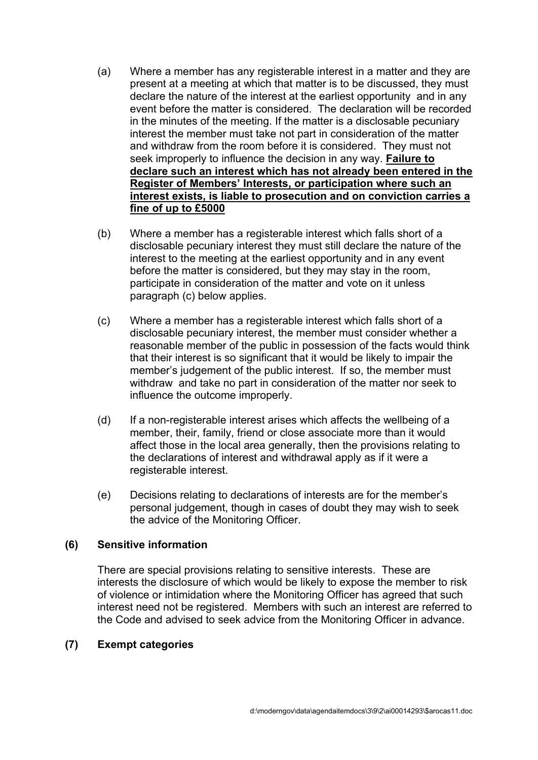(a) Where a member has any registerable interest in a matter and they are present at a meeting at which that matter is to be discussed, they must declare the nature of the interest at the earliest opportunity and in any event before the matter is considered. The declaration will be recorded in the minutes of the meeting. If the matter is a disclosable pecuniary interest the member must take not part in consideration of the matter and withdraw from the room before it is considered. They must not seek improperly to influence the decision in any way. **Failure to declare such an interest which has not already been entered in the Register of Members' Interests, or participation where such an interest exists, is liable to prosecution and on conviction carries a fine of up to £5000**

(b) Where a member has a registerable interest which falls short of a disclosable pecuniary interest they must still declare the nature of the interest to the meeting at the earliest opportunity and in any event before the matter is considered, but they may stay in the room, participate in consideration of the matter and vote on it unless paragraph (c) below applies.

(c) Where a member has a registerable interest which falls short of a disclosable pecuniary interest, the member must consider whether a reasonable member of the public in possession of the facts would think that their interest is so significant that it would be likely to impair the member's judgement of the public interest. If so, the member must withdraw and take no part in consideration of the matter nor seek to influence the outcome improperly.

(d) If a non-registerable interest arises which affects the wellbeing of a member, their, family, friend or close associate more than it would affect those in the local area generally, then the provisions relating to the declarations of interest and withdrawal apply as if it were a registerable interest.

(e) Decisions relating to declarations of interests are for the member's personal judgement, though in cases of doubt they may wish to seek the advice of the Monitoring Officer.

**(6) Sensitive information**

There are special provisions relating to sensitive interests. These are interests the disclosure of which would be likely to expose the member to risk of violence or intimidation where the Monitoring Officer has agreed that such interest need not be registered. Members with such an interest are referred to the Code and advised to seek advice from the Monitoring Officer in advance.

**(7) Exempt categories**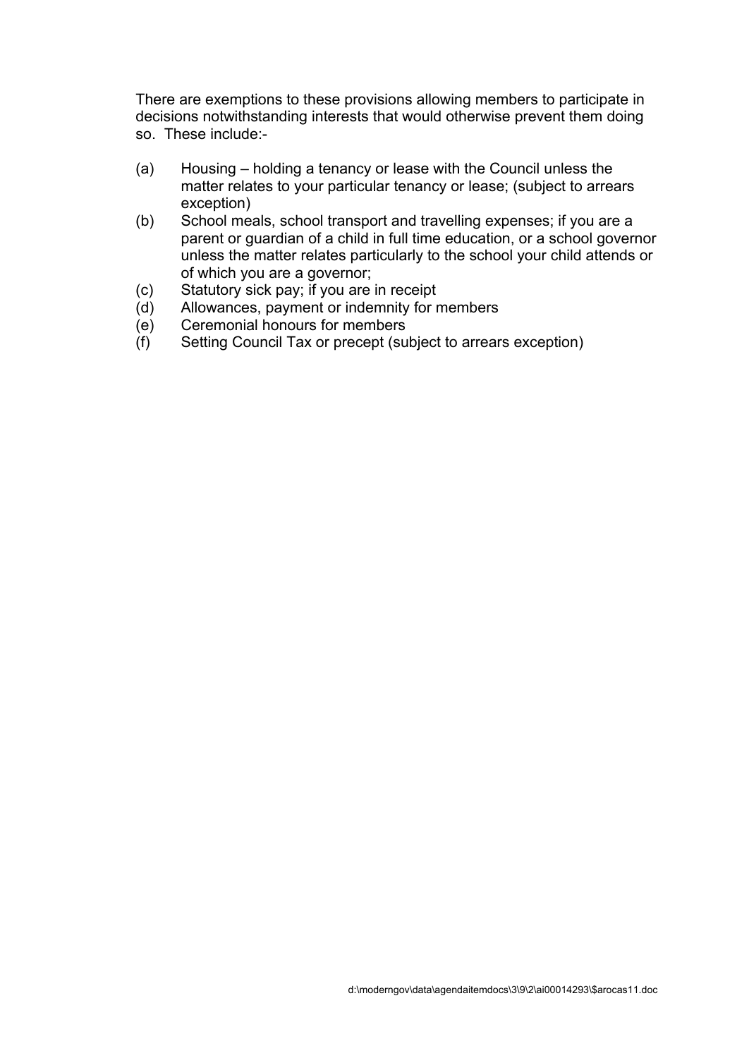There are exemptions to these provisions allowing members to participate in decisions notwithstanding interests that would otherwise prevent them doing so. These include:-

(a) Housing – holding a tenancy or lease with the Council unless the matter relates to your particular tenancy or lease; (subject to arrears exception)

(b) School meals, school transport and travelling expenses; if you are a parent or guardian of a child in full time education, or a school governor unless the matter relates particularly to the school your child attends or of which you are a governor;

(c) Statutory sick pay; if you are in receipt

(d) Allowances, payment or indemnity for members

(e) Ceremonial honours for members

(f) Setting Council Tax or precept (subject to arrears exception)